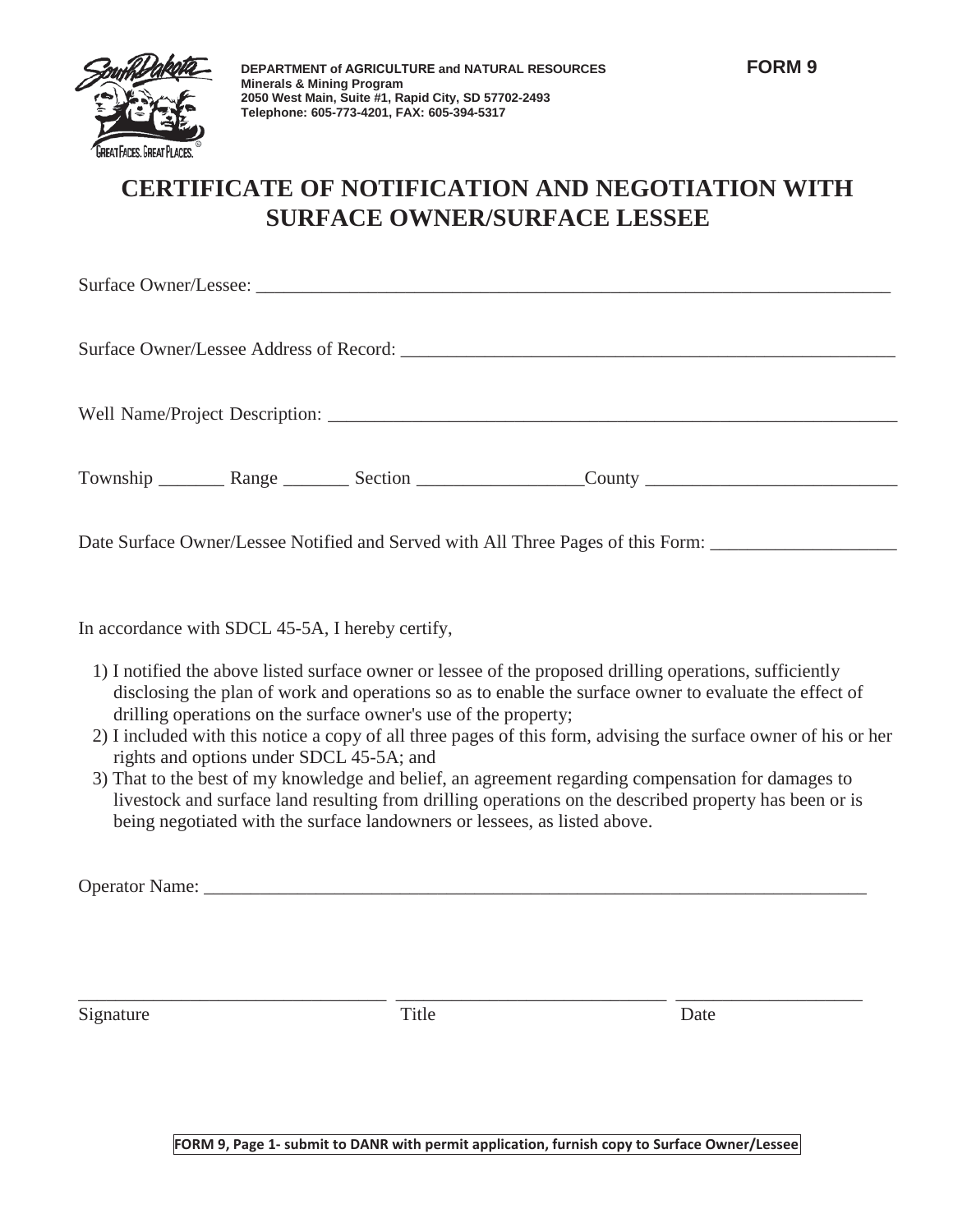DEPARTMENT of AGRICULTURE and NATURAL RESOURCES
Minerals & Mining Program
2050 West Main, Suite #1, Rapid City, SD 57702-2493
Telephone: 605-773-4201, FAX: 605-394-5317

**FORM 9**

# CERTIFICATE OF NOTIFICATION AND NEGOTIATION WITH SURFACE OWNER/SURFACE LESSEE

Surface Owner/Lessee: ______________________________________________________________________

Surface Owner/Lessee Address of Record: ____________________________________________________

Well Name/Project Description: ____________________________________________________________

Township _______ Range _______ Section _________________County ___________________________

Date Surface Owner/Lessee Notified and Served with All Three Pages of this Form: ____________________

In accordance with SDCL 45-5A, I hereby certify,

1) I notified the above listed surface owner or lessee of the proposed drilling operations, sufficiently disclosing the plan of work and operations so as to enable the surface owner to evaluate the effect of drilling operations on the surface owner's use of the property;
2) I included with this notice a copy of all three pages of this form, advising the surface owner of his or her rights and options under SDCL 45-5A; and
3) That to the best of my knowledge and belief, an agreement regarding compensation for damages to livestock and surface land resulting from drilling operations on the described property has been or is being negotiated with the surface landowners or lessees, as listed above.

Operator Name: ___________________________________________________________________________

_________________________________ _____________________________ ____________________
Signature Title Date

**FORM 9, Page 1- submit to DANR with permit application, furnish copy to Surface Owner/Lessee**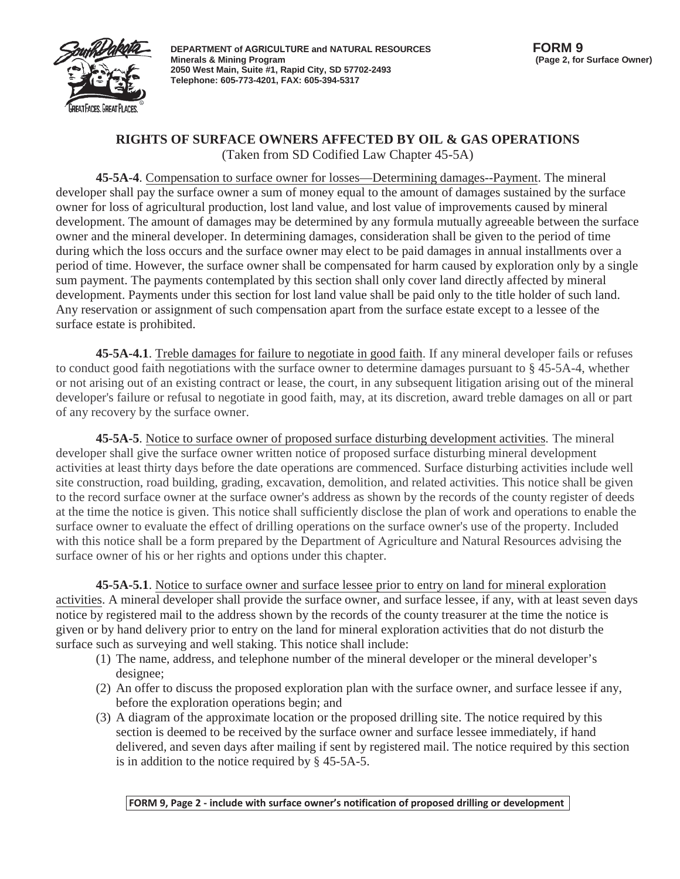DEPARTMENT of AGRICULTURE and NATURAL RESOURCES
Minerals & Mining Program
2050 West Main, Suite #1, Rapid City, SD 57702-2493
Telephone: 605-773-4201, FAX: 605-394-5317

**FORM 9**
**(Page 2, for Surface Owner)**

# RIGHTS OF SURFACE OWNERS AFFECTED BY OIL & GAS OPERATIONS

(Taken from SD Codified Law Chapter 45-5A)

**45-5A-4**. Compensation to surface owner for losses—Determining damages--Payment. The mineral developer shall pay the surface owner a sum of money equal to the amount of damages sustained by the surface owner for loss of agricultural production, lost land value, and lost value of improvements caused by mineral development. The amount of damages may be determined by any formula mutually agreeable between the surface owner and the mineral developer. In determining damages, consideration shall be given to the period of time during which the loss occurs and the surface owner may elect to be paid damages in annual installments over a period of time. However, the surface owner shall be compensated for harm caused by exploration only by a single sum payment. The payments contemplated by this section shall only cover land directly affected by mineral development. Payments under this section for lost land value shall be paid only to the title holder of such land. Any reservation or assignment of such compensation apart from the surface estate except to a lessee of the surface estate is prohibited.

**45-5A-4.1**. Treble damages for failure to negotiate in good faith. If any mineral developer fails or refuses to conduct good faith negotiations with the surface owner to determine damages pursuant to § 45-5A-4, whether or not arising out of an existing contract or lease, the court, in any subsequent litigation arising out of the mineral developer's failure or refusal to negotiate in good faith, may, at its discretion, award treble damages on all or part of any recovery by the surface owner.

**45-5A-5**. Notice to surface owner of proposed surface disturbing development activities. The mineral developer shall give the surface owner written notice of proposed surface disturbing mineral development activities at least thirty days before the date operations are commenced. Surface disturbing activities include well site construction, road building, grading, excavation, demolition, and related activities. This notice shall be given to the record surface owner at the surface owner's address as shown by the records of the county register of deeds at the time the notice is given. This notice shall sufficiently disclose the plan of work and operations to enable the surface owner to evaluate the effect of drilling operations on the surface owner's use of the property. Included with this notice shall be a form prepared by the Department of Agriculture and Natural Resources advising the surface owner of his or her rights and options under this chapter.

**45-5A-5.1**. Notice to surface owner and surface lessee prior to entry on land for mineral exploration activities. A mineral developer shall provide the surface owner, and surface lessee, if any, with at least seven days notice by registered mail to the address shown by the records of the county treasurer at the time the notice is given or by hand delivery prior to entry on the land for mineral exploration activities that do not disturb the surface such as surveying and well staking. This notice shall include:

(1) The name, address, and telephone number of the mineral developer or the mineral developer's designee;
(2) An offer to discuss the proposed exploration plan with the surface owner, and surface lessee if any, before the exploration operations begin; and
(3) A diagram of the approximate location or the proposed drilling site. The notice required by this section is deemed to be received by the surface owner and surface lessee immediately, if hand delivered, and seven days after mailing if sent by registered mail. The notice required by this section is in addition to the notice required by § 45-5A-5.

**FORM 9, Page 2 - include with surface owner's notification of proposed drilling or development**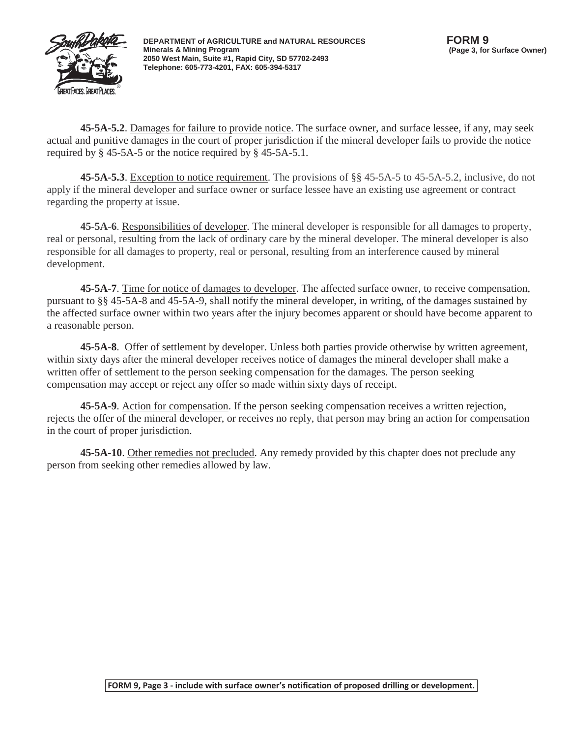**DEPARTMENT of AGRICULTURE and NATURAL RESOURCES**
**Minerals & Mining Program**
**2050 West Main, Suite #1, Rapid City, SD 57702-2493**
**Telephone: 605-773-4201, FAX: 605-394-5317**

**FORM 9**
**(Page 3, for Surface Owner)**

**45-5A-5.2**. Damages for failure to provide notice. The surface owner, and surface lessee, if any, may seek actual and punitive damages in the court of proper jurisdiction if the mineral developer fails to provide the notice required by § 45-5A-5 or the notice required by § 45-5A-5.1.

**45-5A-5.3**. Exception to notice requirement. The provisions of §§ 45-5A-5 to 45-5A-5.2, inclusive, do not apply if the mineral developer and surface owner or surface lessee have an existing use agreement or contract regarding the property at issue.

**45-5A-6**. Responsibilities of developer. The mineral developer is responsible for all damages to property, real or personal, resulting from the lack of ordinary care by the mineral developer. The mineral developer is also responsible for all damages to property, real or personal, resulting from an interference caused by mineral development.

**45-5A-7**. Time for notice of damages to developer. The affected surface owner, to receive compensation, pursuant to §§ 45-5A-8 and 45-5A-9, shall notify the mineral developer, in writing, of the damages sustained by the affected surface owner within two years after the injury becomes apparent or should have become apparent to a reasonable person.

**45-5A-8**. Offer of settlement by developer. Unless both parties provide otherwise by written agreement, within sixty days after the mineral developer receives notice of damages the mineral developer shall make a written offer of settlement to the person seeking compensation for the damages. The person seeking compensation may accept or reject any offer so made within sixty days of receipt.

**45-5A-9**. Action for compensation. If the person seeking compensation receives a written rejection, rejects the offer of the mineral developer, or receives no reply, that person may bring an action for compensation in the court of proper jurisdiction.

**45-5A-10**. Other remedies not precluded. Any remedy provided by this chapter does not preclude any person from seeking other remedies allowed by law.

**FORM 9, Page 3 - include with surface owner's notification of proposed drilling or development.**